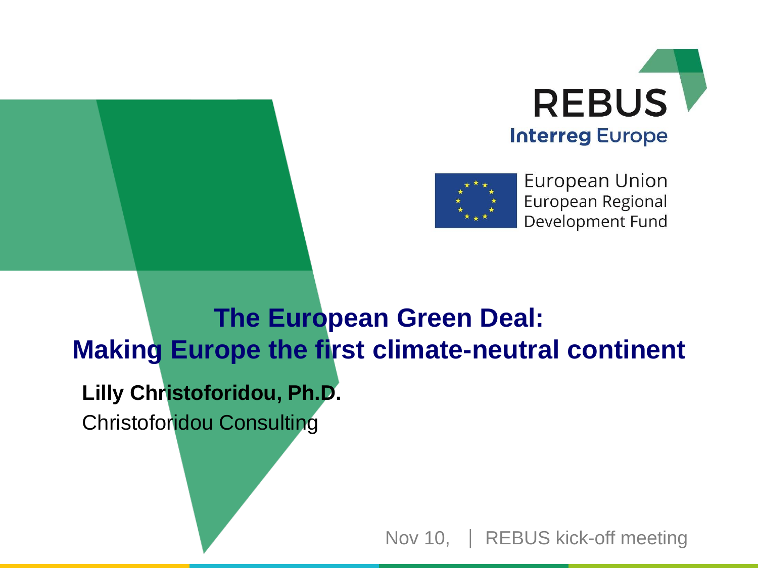REBUS

Interreg Europe

European Union
European Regional
Development Fund

# The European Green Deal: Making Europe the first climate-neutral continent

**Lilly Christoforidou, Ph.D.**

Christoforidou Consulting

Nov 10, | REBUS kick-off meeting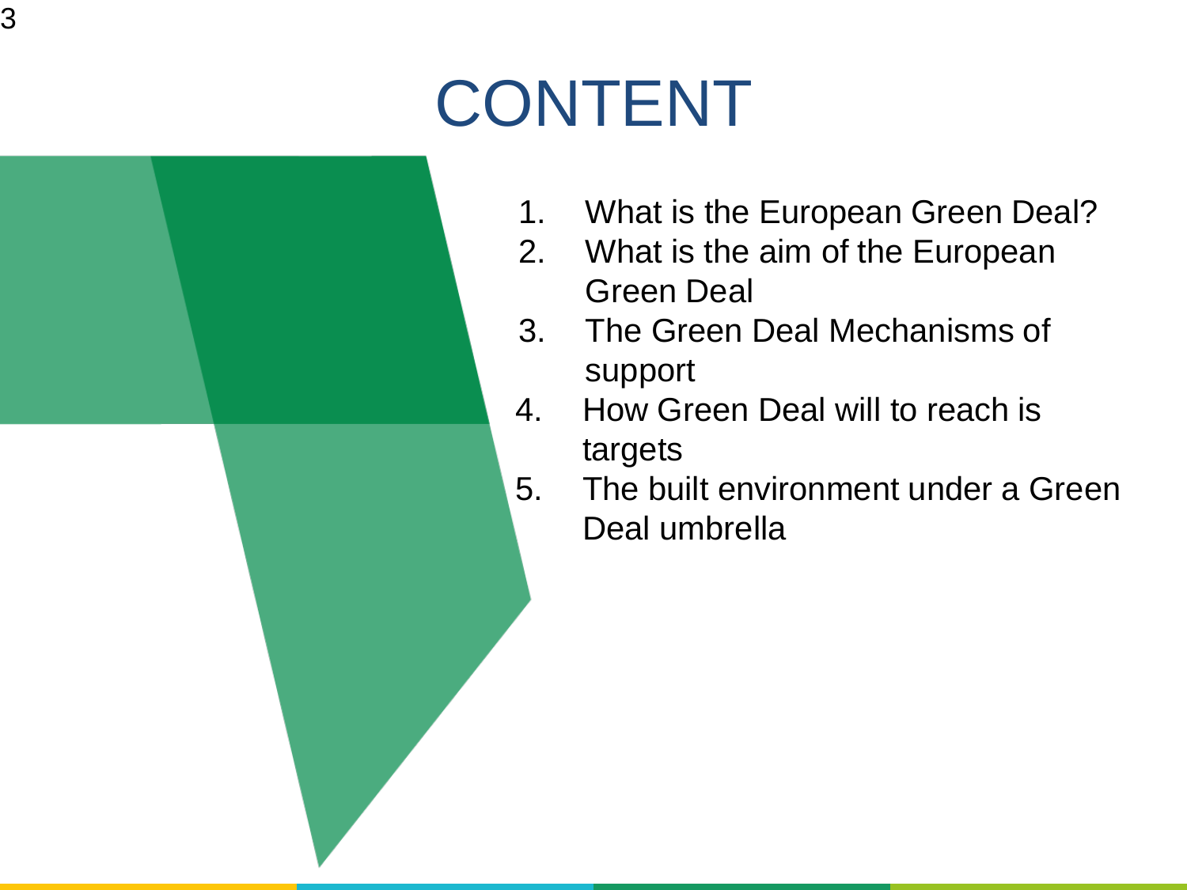# CONTENT

1. What is the European Green Deal?
2. What is the aim of the European Green Deal
3. The Green Deal Mechanisms of support
4. How Green Deal will to reach is targets
5. The built environment under a Green Deal umbrella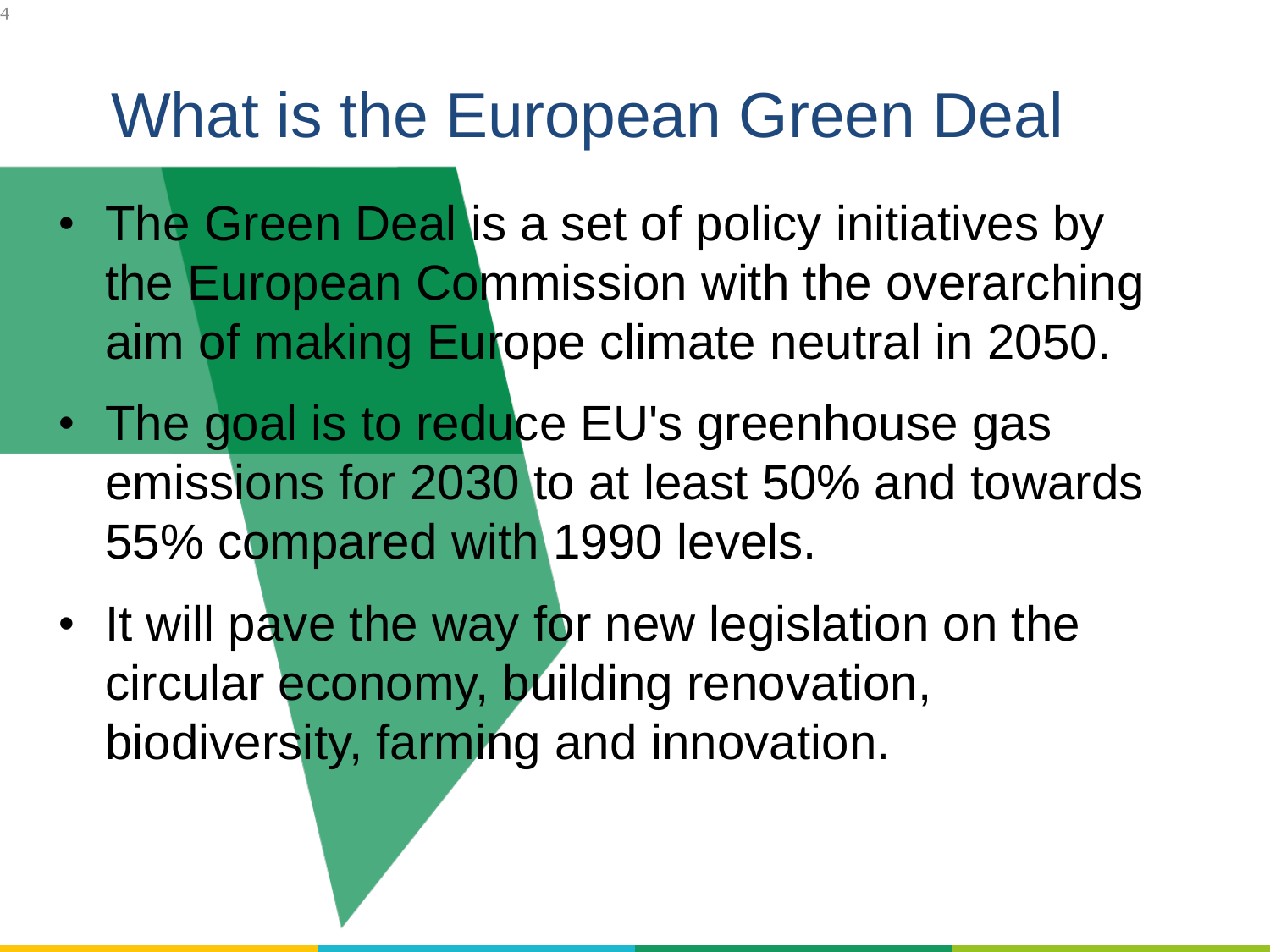# What is the European Green Deal

- The Green Deal is a set of policy initiatives by the European Commission with the overarching aim of making Europe climate neutral in 2050.
- The goal is to reduce EU's greenhouse gas emissions for 2030 to at least 50% and towards 55% compared with 1990 levels.
- It will pave the way for new legislation on the circular economy, building renovation, biodiversity, farming and innovation.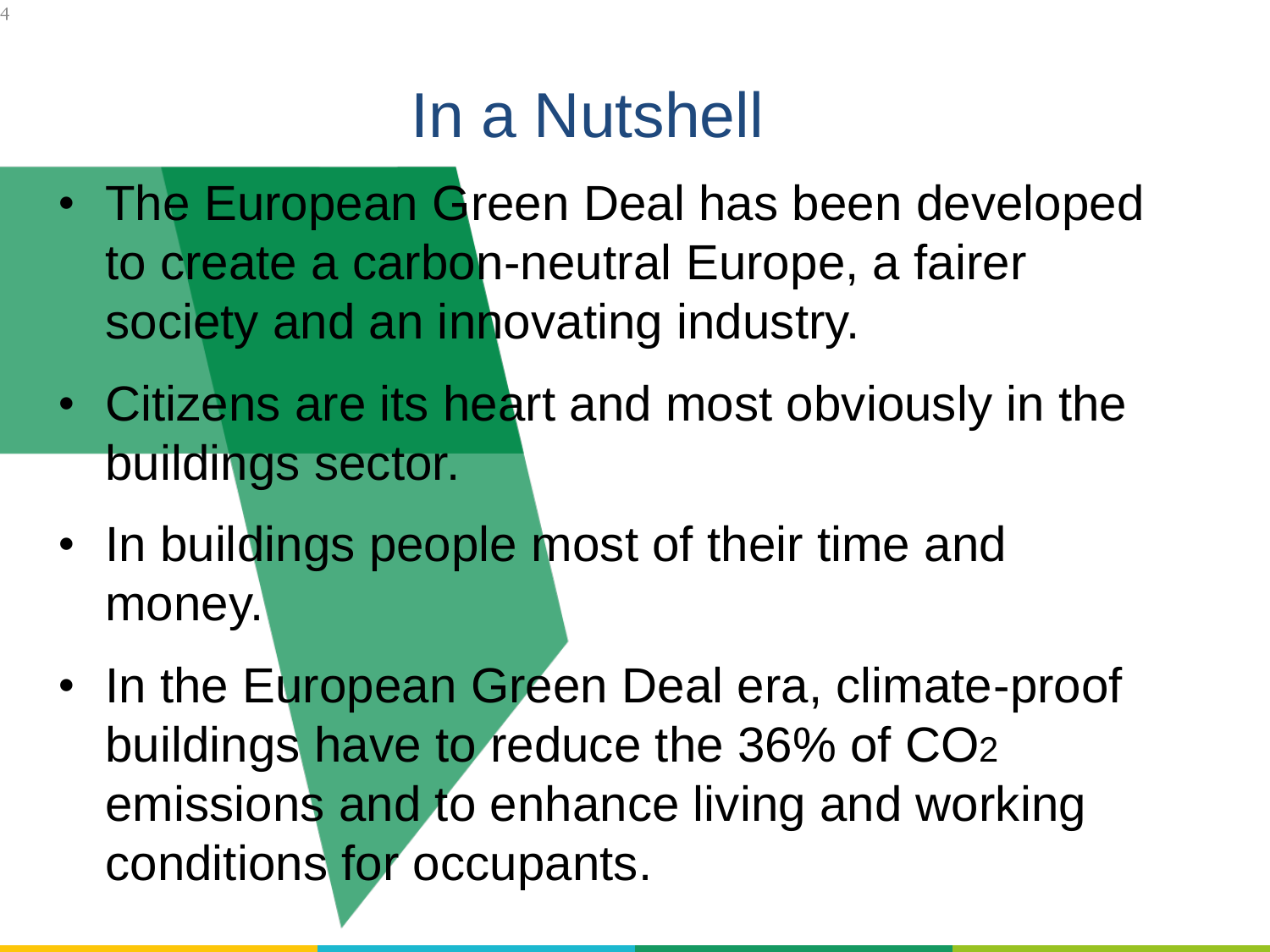# In a Nutshell

- The European Green Deal has been developed to create a carbon-neutral Europe, a fairer society and an innovating industry.
- Citizens are its heart and most obviously in the buildings sector.
- In buildings people most of their time and money.
- In the European Green Deal era, climate-proof buildings have to reduce the 36% of $CO_2$ emissions and to enhance living and working conditions for occupants.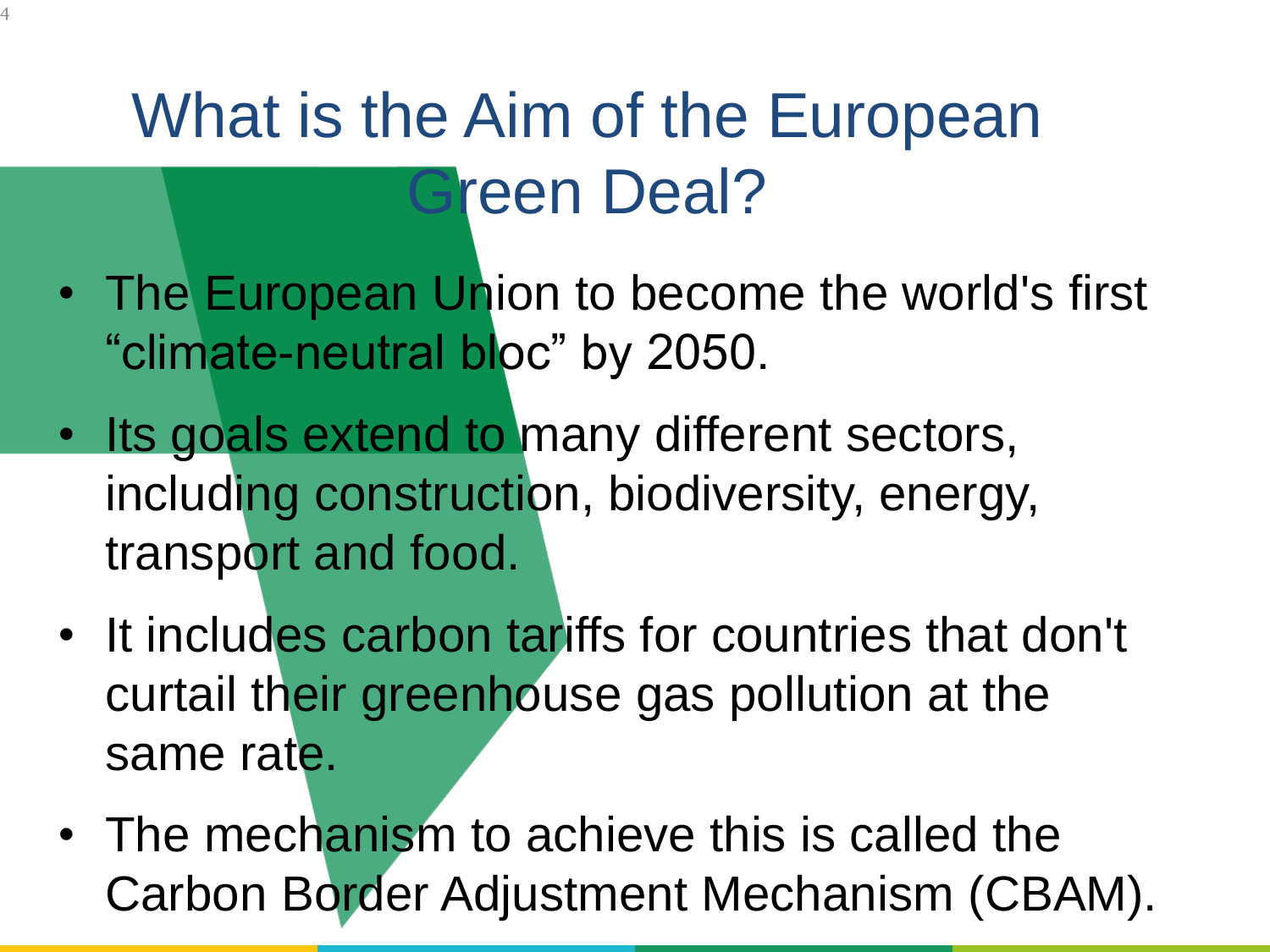# What is the Aim of the European Green Deal?

- The European Union to become the world's first “climate-neutral bloc” by 2050.
- Its goals extend to many different sectors, including construction, biodiversity, energy, transport and food.
- It includes carbon tariffs for countries that don't curtail their greenhouse gas pollution at the same rate.
- The mechanism to achieve this is called the Carbon Border Adjustment Mechanism (CBAM).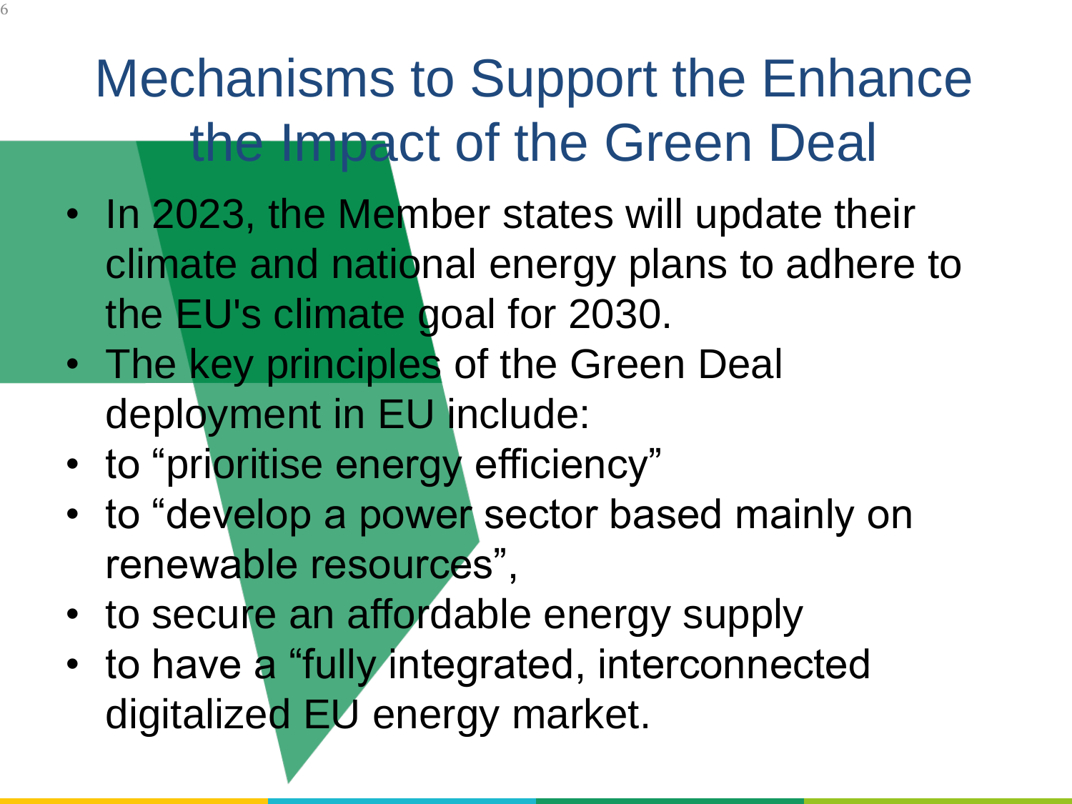# Mechanisms to Support the Enhance the Impact of the Green Deal

- In 2023, the Member states will update their climate and national energy plans to adhere to the EU's climate goal for 2030.
- The key principles of the Green Deal deployment in EU include:
- to “prioritise energy efficiency”
- to “develop a power sector based mainly on renewable resources”,
- to secure an affordable energy supply
- to have a “fully integrated, interconnected digitalized EU energy market.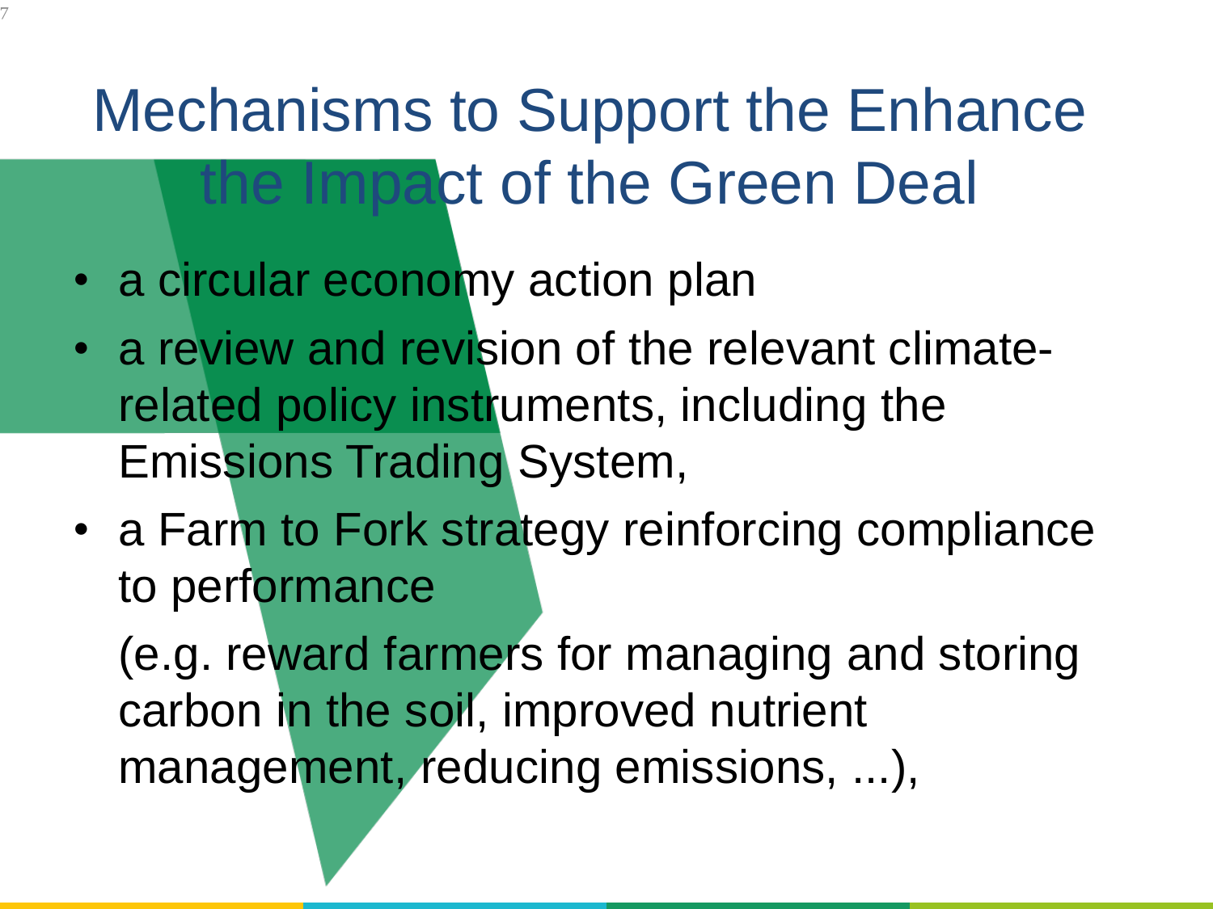# Mechanisms to Support the Enhance the Impact of the Green Deal

- a circular economy action plan
- a review and revision of the relevant climate-related policy instruments, including the Emissions Trading System,
- a Farm to Fork strategy reinforcing compliance to performance

  (e.g. reward farmers for managing and storing carbon in the soil, improved nutrient management, reducing emissions, ...),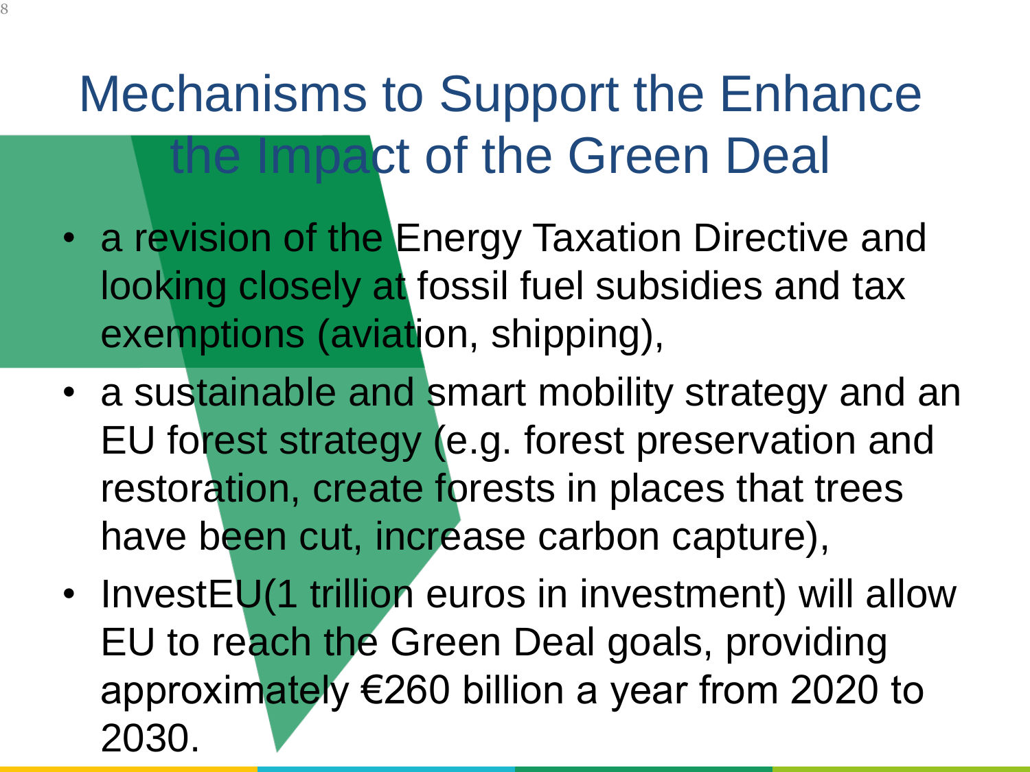# Mechanisms to Support the Enhance the Impact of the Green Deal

- a revision of the Energy Taxation Directive and looking closely at fossil fuel subsidies and tax exemptions (aviation, shipping),
- a sustainable and smart mobility strategy and an EU forest strategy (e.g. forest preservation and restoration, create forests in places that trees have been cut, increase carbon capture),
- InvestEU(1 trillion euros in investment) will allow EU to reach the Green Deal goals, providing approximately €260 billion a year from 2020 to 2030.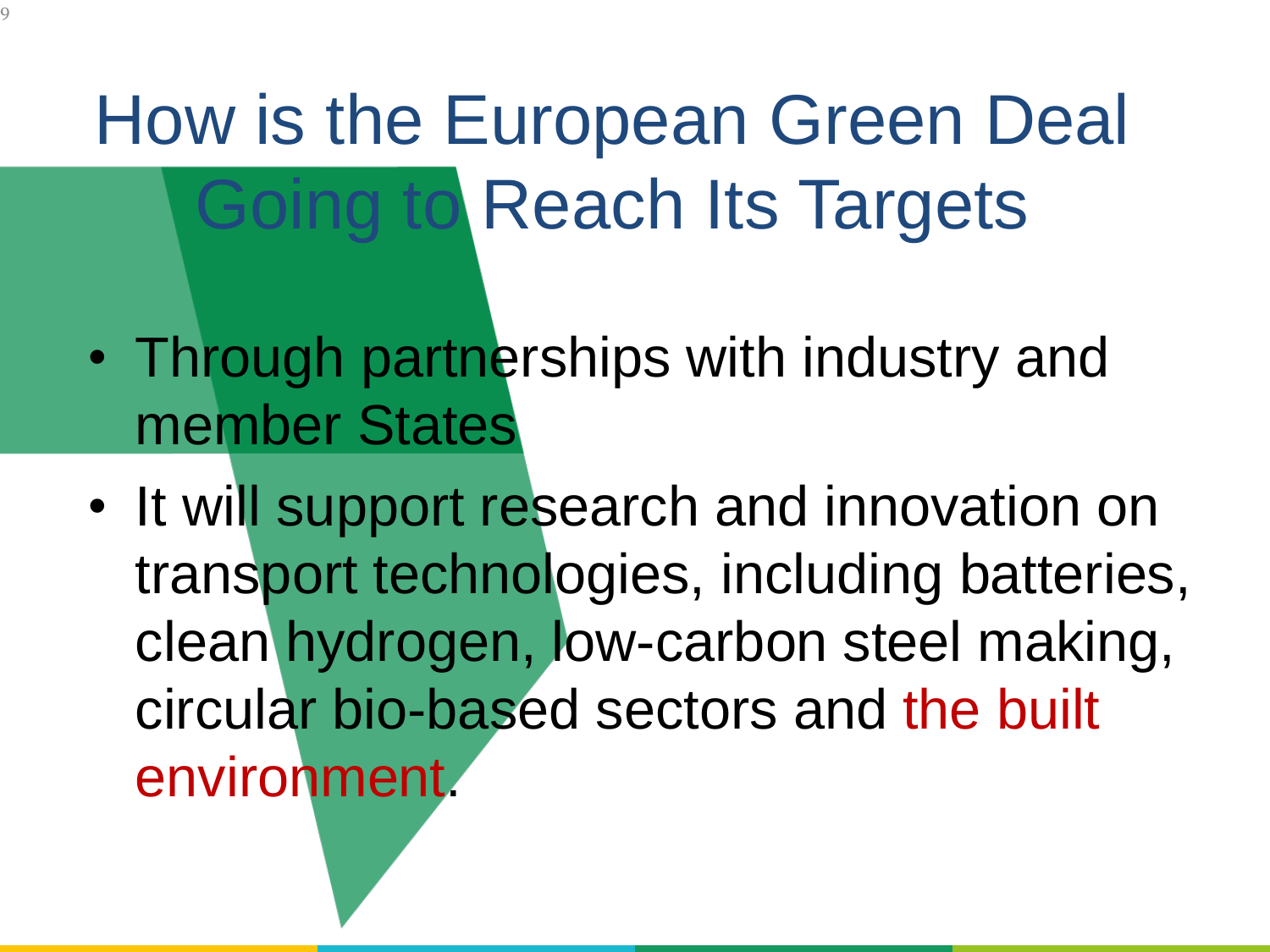# How is the European Green Deal Going to Reach Its Targets

- Through partnerships with industry and member States
- It will support research and innovation on transport technologies, including batteries, clean hydrogen, low-carbon steel making, circular bio-based sectors and the built environment.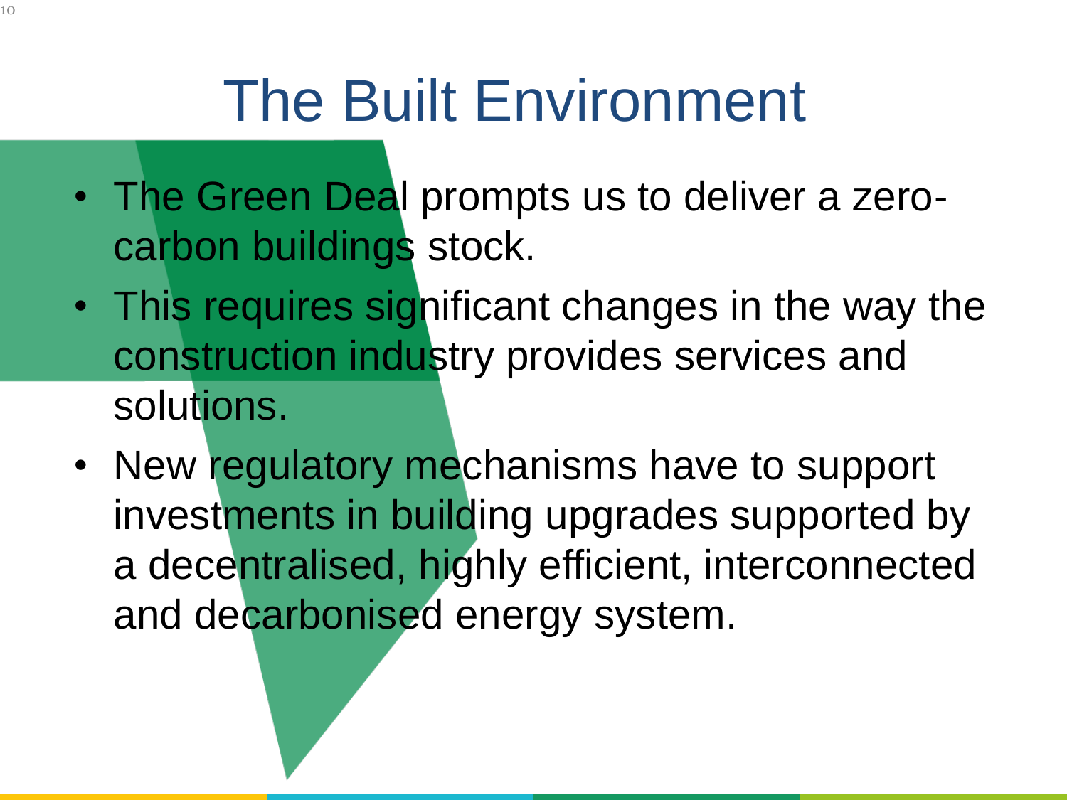# The Built Environment

- The Green Deal prompts us to deliver a zero-carbon buildings stock.
- This requires significant changes in the way the construction industry provides services and solutions.
- New regulatory mechanisms have to support investments in building upgrades supported by a decentralised, highly efficient, interconnected and decarbonised energy system.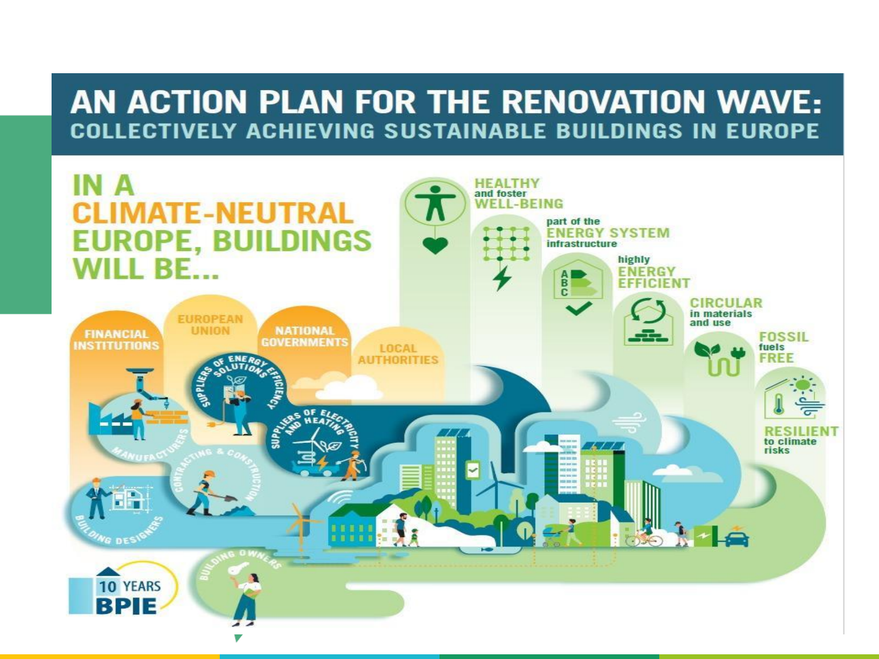# AN ACTION PLAN FOR THE RENOVATION WAVE:

## COLLECTIVELY ACHIEVING SUSTAINABLE BUILDINGS IN EUROPE

**IN A CLIMATE-NEUTRAL EUROPE, BUILDINGS WILL BE...**

- **HEALTHY** and foster **WELL-BEING**
- part of the **ENERGY SYSTEM** infrastructure
- highly **ENERGY EFFICIENT**
- **CIRCULAR** in materials and use
- **FOSSIL** fuels **FREE**
- **RESILIENT** to climate risks

FINANCIAL INSTITUTIONS

EUROPEAN UNION

NATIONAL GOVERNMENTS

LOCAL AUTHORITIES

SUPPLIERS OF ENERGY EFFICIENCY SOLUTIONS

SUPPLIERS OF ELECTRICITY AND HEATING

MANUFACTURERS

CONTRACTING & CONSTRUCTION

BUILDING DESIGNERS

BUILDING OWNERS

10 YEARS BPIE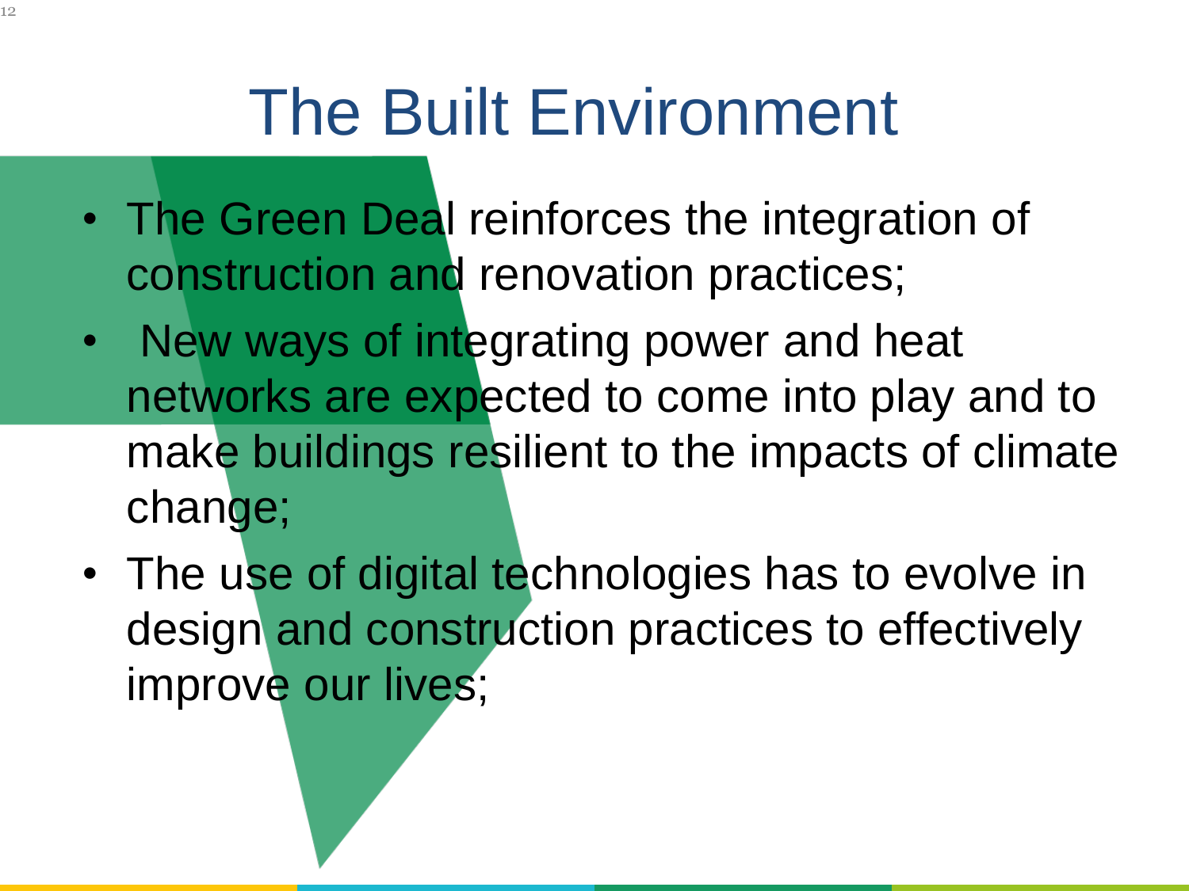# The Built Environment

- The Green Deal reinforces the integration of construction and renovation practices;
- New ways of integrating power and heat networks are expected to come into play and to make buildings resilient to the impacts of climate change;
- The use of digital technologies has to evolve in design and construction practices to effectively improve our lives;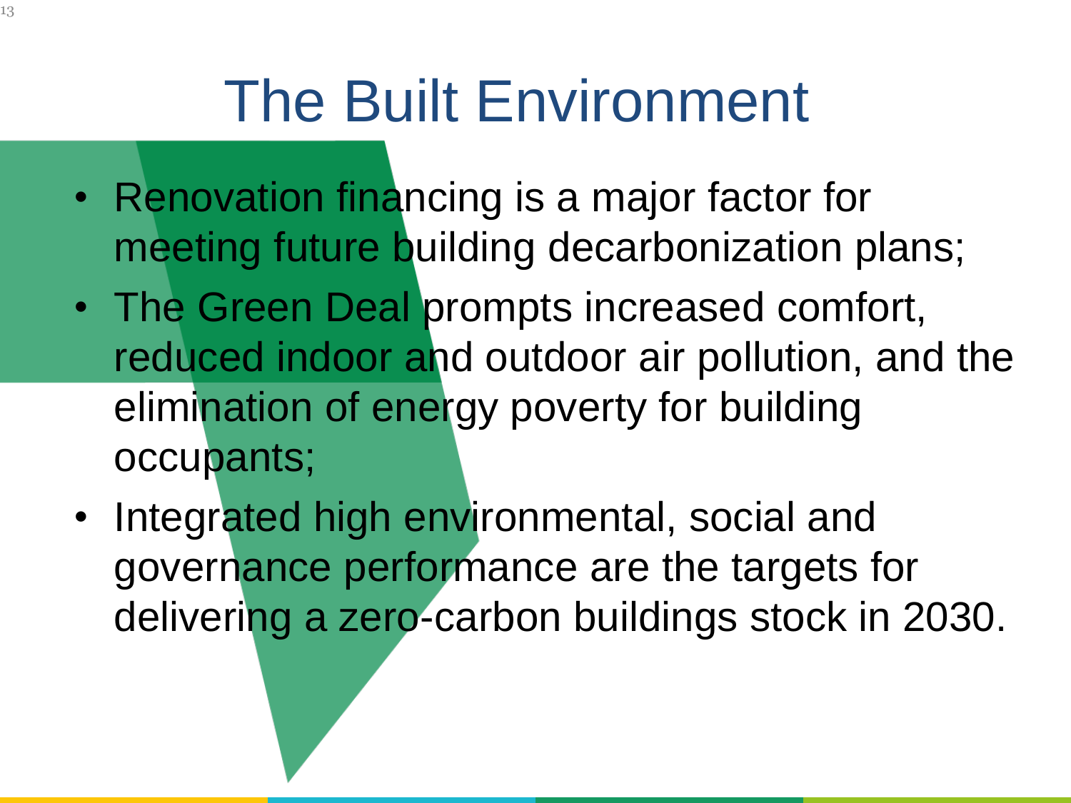# The Built Environment

- Renovation financing is a major factor for meeting future building decarbonization plans;
- The Green Deal prompts increased comfort, reduced indoor and outdoor air pollution, and the elimination of energy poverty for building occupants;
- Integrated high environmental, social and governance performance are the targets for delivering a zero-carbon buildings stock in 2030.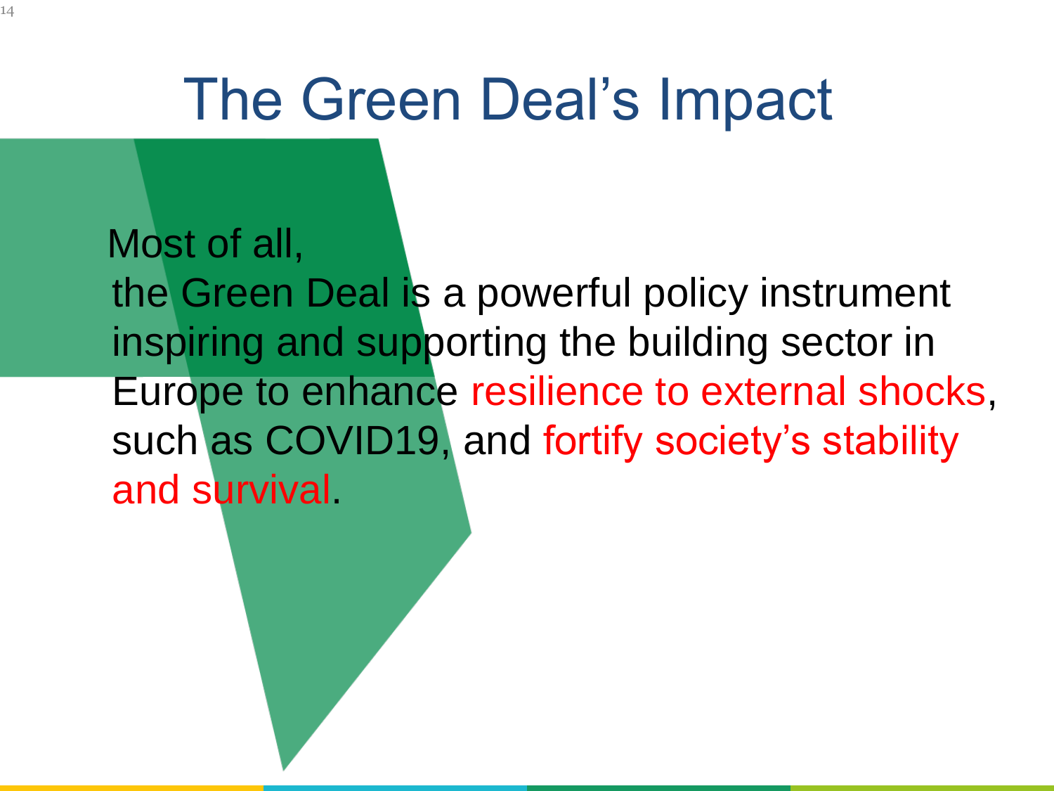# The Green Deal's Impact

Most of all,
the Green Deal is a powerful policy instrument inspiring and supporting the building sector in Europe to enhance resilience to external shocks, such as COVID19, and fortify society's stability and survival.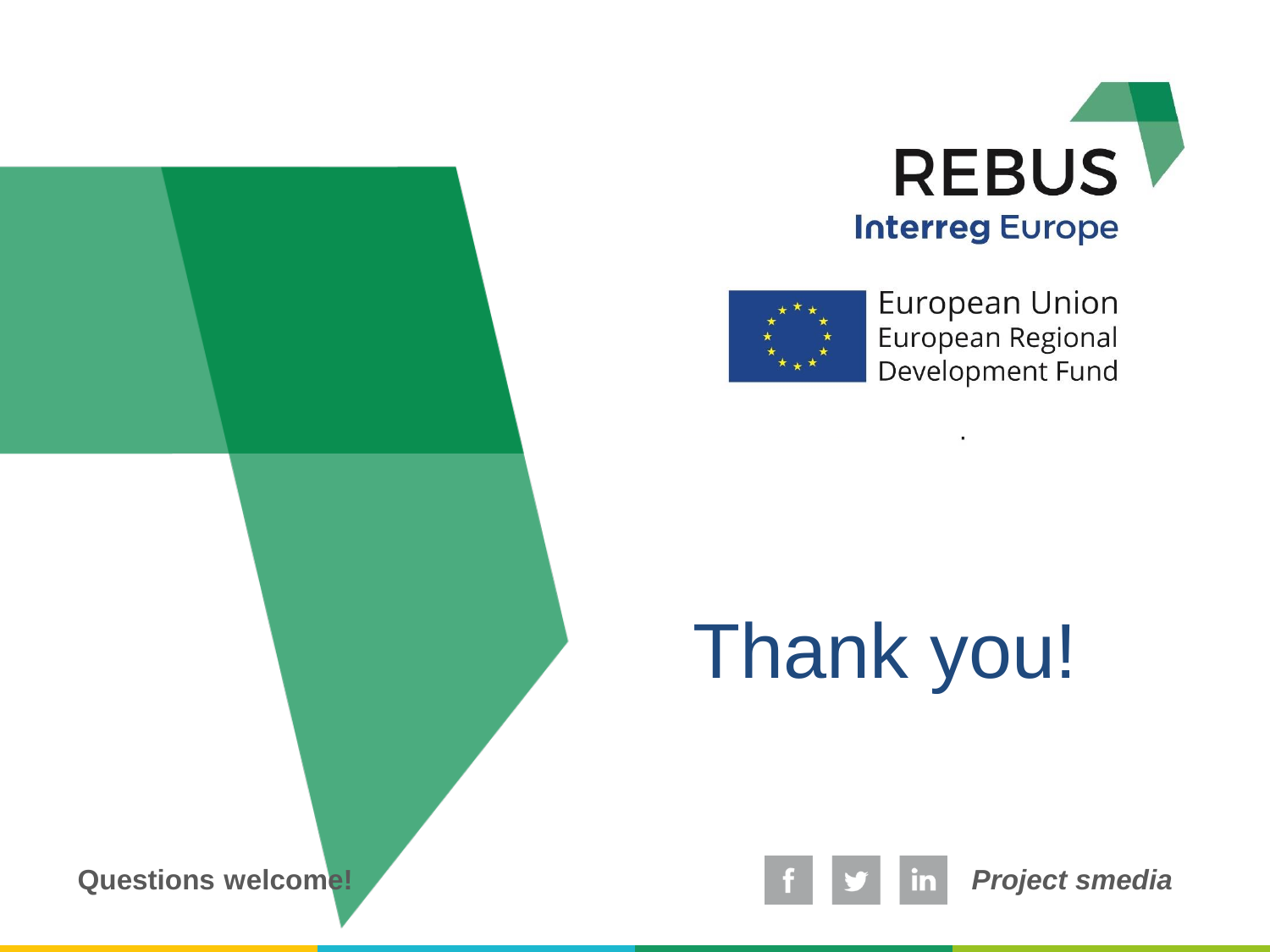REBUS

Interreg Europe

European Union
European Regional
Development Fund

# Thank you!

**Questions welcome!**

***Project smedia***